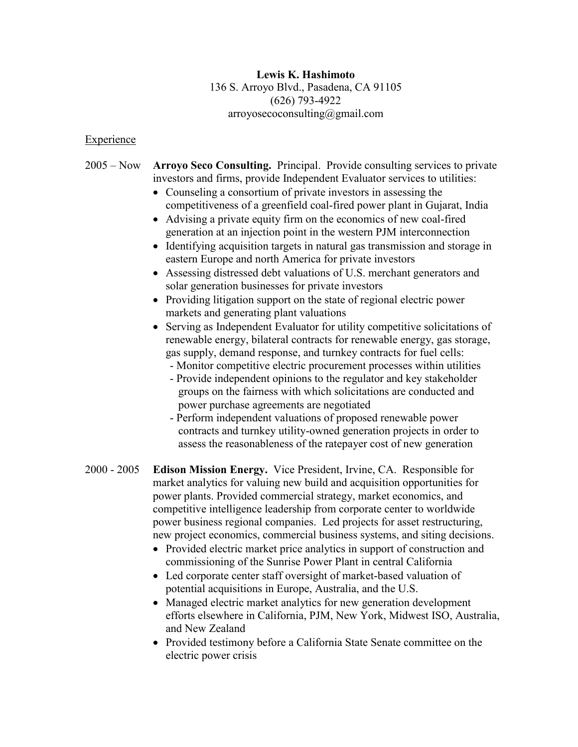**Lewis K. Hashimoto**
136 S. Arroyo Blvd., Pasadena, CA 91105
(626) 793-4922
arroyosecoconsulting@gmail.com

## Experience

2005 – Now **Arroyo Seco Consulting.** Principal. Provide consulting services to private investors and firms, provide Independent Evaluator services to utilities:

- Counseling a consortium of private investors in assessing the competitiveness of a greenfield coal-fired power plant in Gujarat, India
- Advising a private equity firm on the economics of new coal-fired generation at an injection point in the western PJM interconnection
- Identifying acquisition targets in natural gas transmission and storage in eastern Europe and north America for private investors
- Assessing distressed debt valuations of U.S. merchant generators and solar generation businesses for private investors
- Providing litigation support on the state of regional electric power markets and generating plant valuations
- Serving as Independent Evaluator for utility competitive solicitations of renewable energy, bilateral contracts for renewable energy, gas storage, gas supply, demand response, and turnkey contracts for fuel cells:
  - Monitor competitive electric procurement processes within utilities
  - Provide independent opinions to the regulator and key stakeholder groups on the fairness with which solicitations are conducted and power purchase agreements are negotiated
  - Perform independent valuations of proposed renewable power contracts and turnkey utility-owned generation projects in order to assess the reasonableness of the ratepayer cost of new generation

2000 - 2005 **Edison Mission Energy.** Vice President, Irvine, CA. Responsible for market analytics for valuing new build and acquisition opportunities for power plants. Provided commercial strategy, market economics, and competitive intelligence leadership from corporate center to worldwide power business regional companies. Led projects for asset restructuring, new project economics, commercial business systems, and siting decisions.

- Provided electric market price analytics in support of construction and commissioning of the Sunrise Power Plant in central California
- Led corporate center staff oversight of market-based valuation of potential acquisitions in Europe, Australia, and the U.S.
- Managed electric market analytics for new generation development efforts elsewhere in California, PJM, New York, Midwest ISO, Australia, and New Zealand
- Provided testimony before a California State Senate committee on the electric power crisis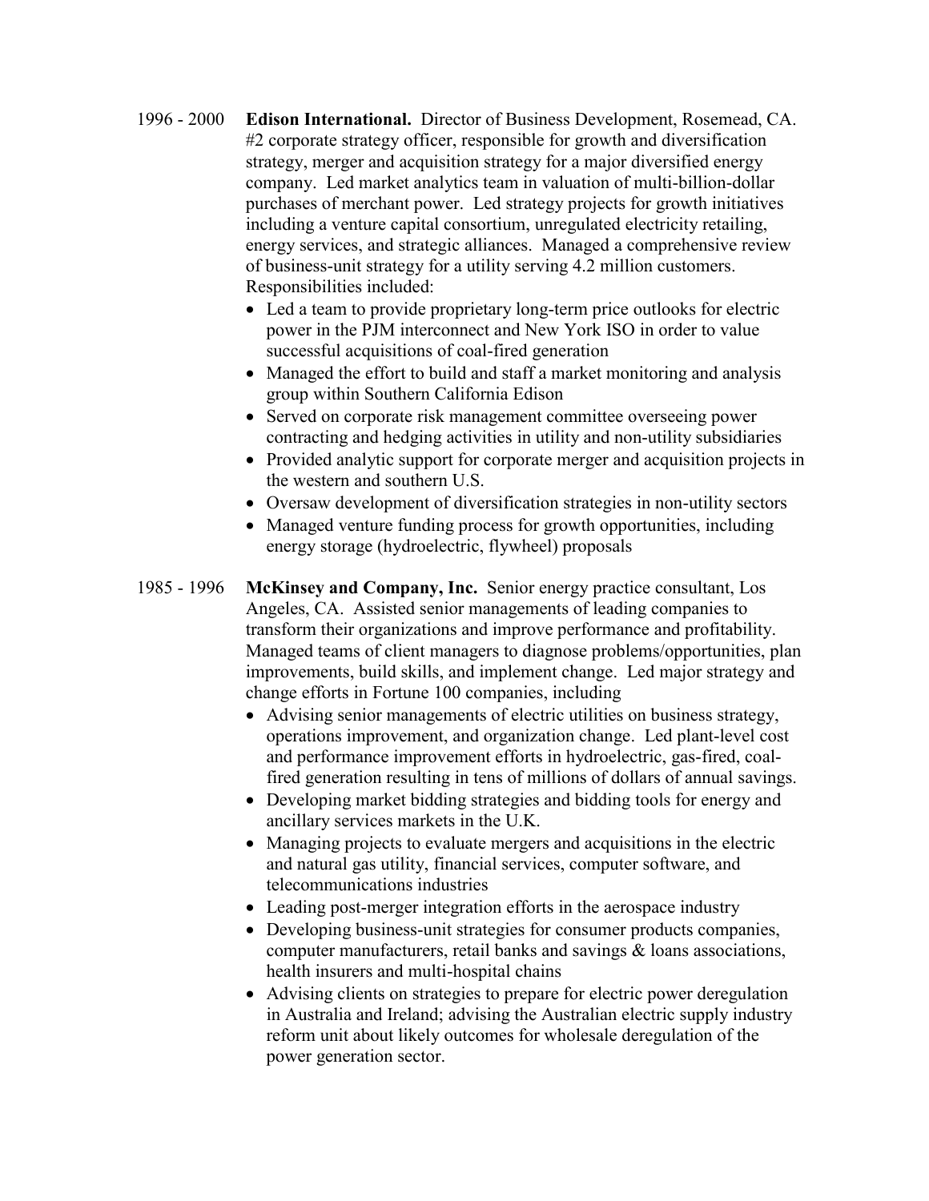1996 - 2000 **Edison International.** Director of Business Development, Rosemead, CA. #2 corporate strategy officer, responsible for growth and diversification strategy, merger and acquisition strategy for a major diversified energy company. Led market analytics team in valuation of multi-billion-dollar purchases of merchant power. Led strategy projects for growth initiatives including a venture capital consortium, unregulated electricity retailing, energy services, and strategic alliances. Managed a comprehensive review of business-unit strategy for a utility serving 4.2 million customers. Responsibilities included:

- Led a team to provide proprietary long-term price outlooks for electric power in the PJM interconnect and New York ISO in order to value successful acquisitions of coal-fired generation
- Managed the effort to build and staff a market monitoring and analysis group within Southern California Edison
- Served on corporate risk management committee overseeing power contracting and hedging activities in utility and non-utility subsidiaries
- Provided analytic support for corporate merger and acquisition projects in the western and southern U.S.
- Oversaw development of diversification strategies in non-utility sectors
- Managed venture funding process for growth opportunities, including energy storage (hydroelectric, flywheel) proposals

1985 - 1996 **McKinsey and Company, Inc.** Senior energy practice consultant, Los Angeles, CA. Assisted senior managements of leading companies to transform their organizations and improve performance and profitability. Managed teams of client managers to diagnose problems/opportunities, plan improvements, build skills, and implement change. Led major strategy and change efforts in Fortune 100 companies, including

- Advising senior managements of electric utilities on business strategy, operations improvement, and organization change. Led plant-level cost and performance improvement efforts in hydroelectric, gas-fired, coal-fired generation resulting in tens of millions of dollars of annual savings.
- Developing market bidding strategies and bidding tools for energy and ancillary services markets in the U.K.
- Managing projects to evaluate mergers and acquisitions in the electric and natural gas utility, financial services, computer software, and telecommunications industries
- Leading post-merger integration efforts in the aerospace industry
- Developing business-unit strategies for consumer products companies, computer manufacturers, retail banks and savings & loans associations, health insurers and multi-hospital chains
- Advising clients on strategies to prepare for electric power deregulation in Australia and Ireland; advising the Australian electric supply industry reform unit about likely outcomes for wholesale deregulation of the power generation sector.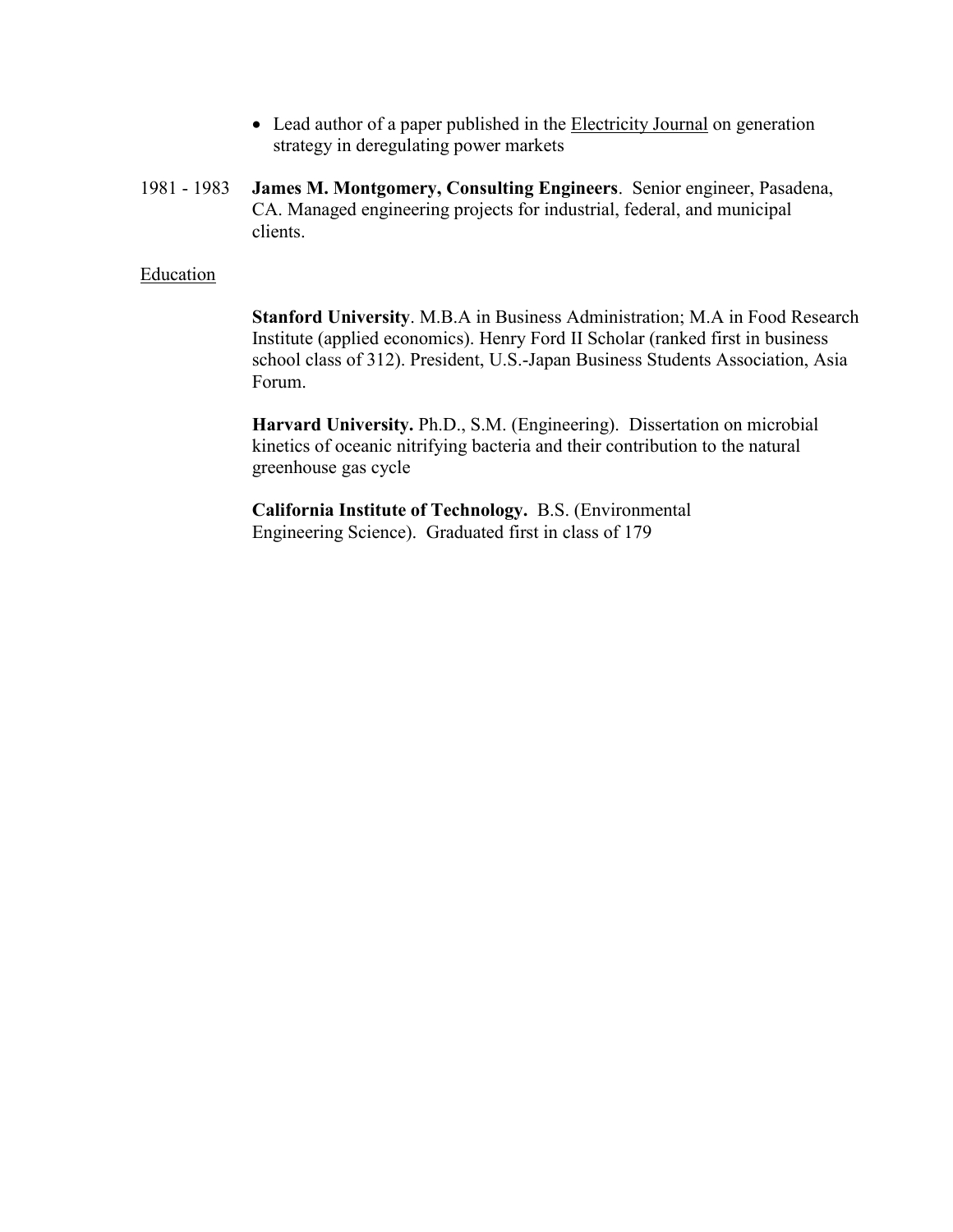- Lead author of a paper published in the Electricity Journal on generation strategy in deregulating power markets

1981 - 1983 **James M. Montgomery, Consulting Engineers**. Senior engineer, Pasadena, CA. Managed engineering projects for industrial, federal, and municipal clients.

Education

**Stanford University**. M.B.A in Business Administration; M.A in Food Research Institute (applied economics). Henry Ford II Scholar (ranked first in business school class of 312). President, U.S.-Japan Business Students Association, Asia Forum.

**Harvard University.** Ph.D., S.M. (Engineering). Dissertation on microbial kinetics of oceanic nitrifying bacteria and their contribution to the natural greenhouse gas cycle

**California Institute of Technology.** B.S. (Environmental Engineering Science). Graduated first in class of 179